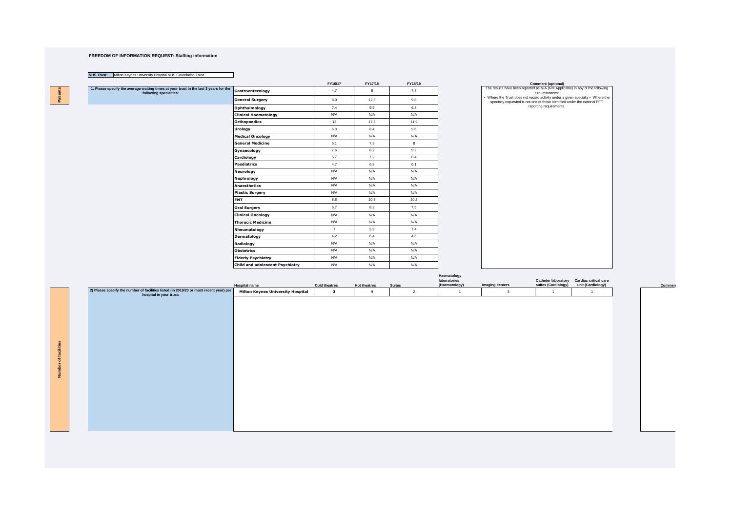**FREEDOM OF INFORMATION REQUEST: Staffing information**

**NHS Trust:** Milton Keynes University Hospital NHS Goundation Trust

**Patients**

1. Please specify the average waiting times at your trust in the last 3 years for the following specialties:

| Specialty | FY16/17 | FY17/18 | FY18/19 |
|---|---|---|---|
| Gastroenterology | 4.7 | 8 | 7.7 |
| General Surgery | 8.9 | 12.3 | 9.8 |
| Ophthalmology | 7.4 | 9.9 | 6.8 |
| Clinical Haematology | N/A | N/A | N/A |
| Orthopaedics | 13 | 17.3 | 11.9 |
| Urology | 6.3 | 8.4 | 9.6 |
| Medical Oncology | N/A | N/A | N/A |
| General Medicine | 5.1 | 7.3 | 8 |
| Gynaecology | 7.6 | 8.2 | 9.2 |
| Cardiology | 6.7 | 7.2 | 8.4 |
| Paediatrics | 4.7 | 6.8 | 6.1 |
| Neurology | N/A | N/A | N/A |
| Nephrology | N/A | N/A | N/A |
| Anaesthetics | N/A | N/A | N/A |
| Plastic Surgery | N/A | N/A | N/A |
| ENT | 8.8 | 10.3 | 10.2 |
| Oral Surgery | 6.7 | 8.2 | 7.5 |
| Clinical Oncology | N/A | N/A | N/A |
| Thoracic Medicine | N/A | N/A | N/A |
| Rheumatology | 7 | 5.9 | 7.4 |
| Dermatology | 4.2 | 6.4 | 4.6 |
| Radiology | N/A | N/A | N/A |
| Obstetrics | N/A | N/A | N/A |
| Elderly Psychiatry | N/A | N/A | N/A |
| Child and adolescent Psychiatry | N/A | N/A | N/A |

**Comment (optional)**

The results have been reported as N/A (Not Applicable) in any of the following circumstances:
• Where the Trust does not record activity under a given specialty • Where the specialty requested is not one of those identified under the national RTT reporting requirements.

**Number of facilities**

2) Please specify the number of facilities listed (in 2019/20 or most recent year) per hospital in your trust:

| Hospital name | Cold theatres | Hot theatres | Suites | Haematology laboratories (Haematology) | Imaging centers | Catheter laboratory suites (Cardiology) | Cardiac critical care unit (Cardiology) | Comment |
|---|---|---|---|---|---|---|---|---|
| Milton Keynes University Hospital | 3 | 9 | 2 | 1 | 3 | 1 | 1 | |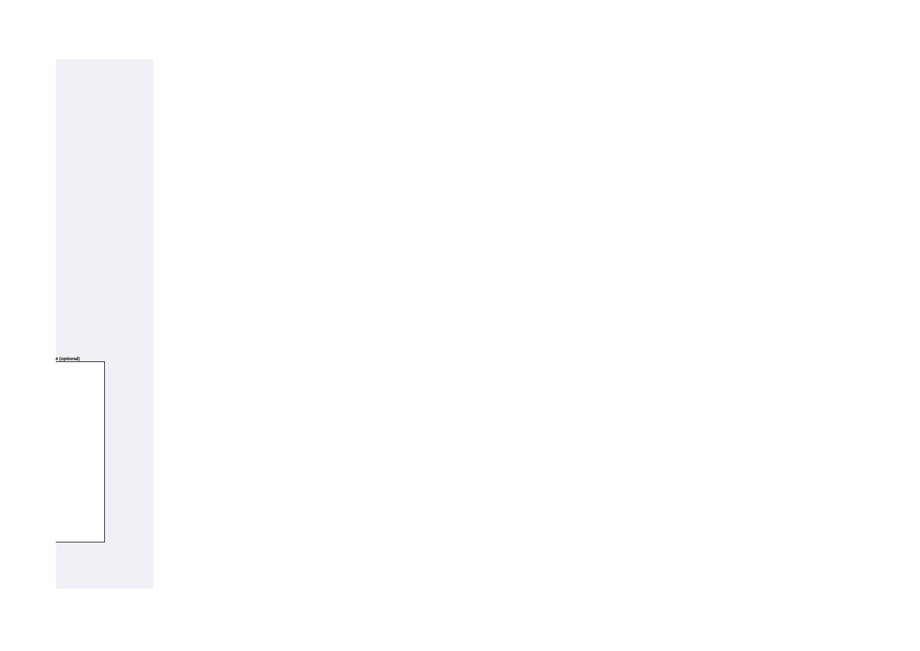t (optional)